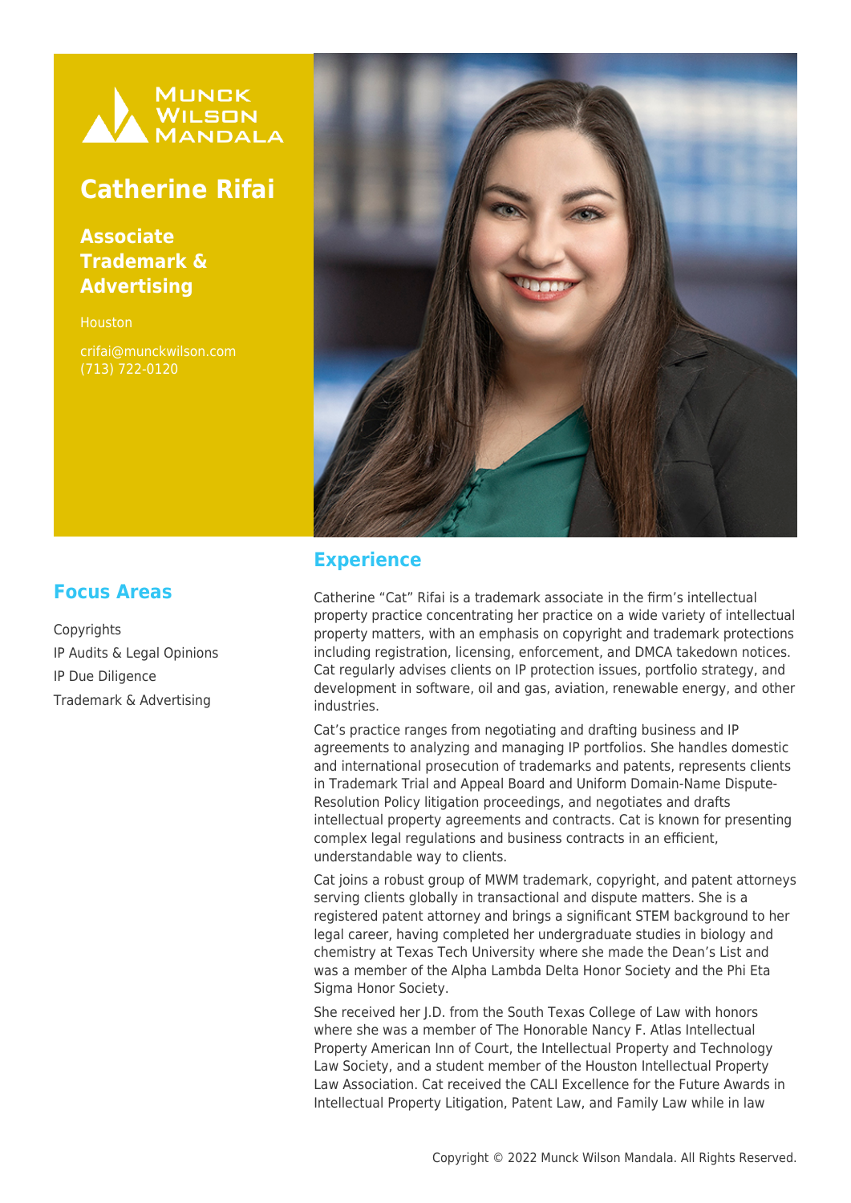Munck Wilson Mandala

# Catherine Rifai

## Associate Trademark & Advertising

Houston

crifai@munckwilson.com
(713) 722-0120

## Focus Areas

- Copyrights
- IP Audits & Legal Opinions
- IP Due Diligence
- Trademark & Advertising

## Experience

Catherine "Cat" Rifai is a trademark associate in the firm's intellectual property practice concentrating her practice on a wide variety of intellectual property matters, with an emphasis on copyright and trademark protections including registration, licensing, enforcement, and DMCA takedown notices. Cat regularly advises clients on IP protection issues, portfolio strategy, and development in software, oil and gas, aviation, renewable energy, and other industries.

Cat's practice ranges from negotiating and drafting business and IP agreements to analyzing and managing IP portfolios. She handles domestic and international prosecution of trademarks and patents, represents clients in Trademark Trial and Appeal Board and Uniform Domain-Name Dispute-Resolution Policy litigation proceedings, and negotiates and drafts intellectual property agreements and contracts. Cat is known for presenting complex legal regulations and business contracts in an efficient, understandable way to clients.

Cat joins a robust group of MWM trademark, copyright, and patent attorneys serving clients globally in transactional and dispute matters. She is a registered patent attorney and brings a significant STEM background to her legal career, having completed her undergraduate studies in biology and chemistry at Texas Tech University where she made the Dean's List and was a member of the Alpha Lambda Delta Honor Society and the Phi Eta Sigma Honor Society.

She received her J.D. from the South Texas College of Law with honors where she was a member of The Honorable Nancy F. Atlas Intellectual Property American Inn of Court, the Intellectual Property and Technology Law Society, and a student member of the Houston Intellectual Property Law Association. Cat received the CALI Excellence for the Future Awards in Intellectual Property Litigation, Patent Law, and Family Law while in law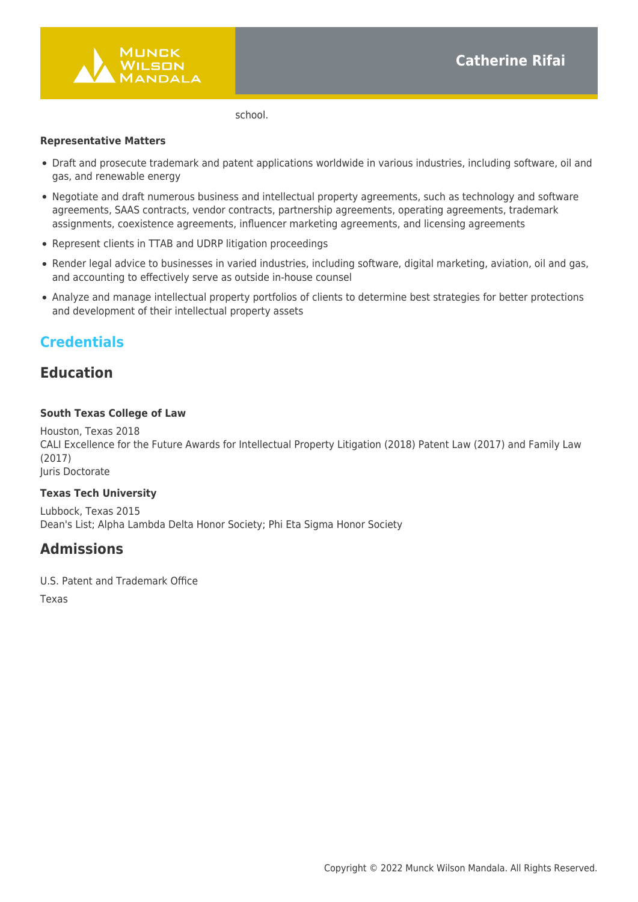school.

**Representative Matters**

- Draft and prosecute trademark and patent applications worldwide in various industries, including software, oil and gas, and renewable energy
- Negotiate and draft numerous business and intellectual property agreements, such as technology and software agreements, SAAS contracts, vendor contracts, partnership agreements, operating agreements, trademark assignments, coexistence agreements, influencer marketing agreements, and licensing agreements
- Represent clients in TTAB and UDRP litigation proceedings
- Render legal advice to businesses in varied industries, including software, digital marketing, aviation, oil and gas, and accounting to effectively serve as outside in-house counsel
- Analyze and manage intellectual property portfolios of clients to determine best strategies for better protections and development of their intellectual property assets

## Credentials

## Education

**South Texas College of Law**

Houston, Texas 2018
CALI Excellence for the Future Awards for Intellectual Property Litigation (2018) Patent Law (2017) and Family Law (2017)
Juris Doctorate

**Texas Tech University**

Lubbock, Texas 2015
Dean's List; Alpha Lambda Delta Honor Society; Phi Eta Sigma Honor Society

## Admissions

U.S. Patent and Trademark Office

Texas